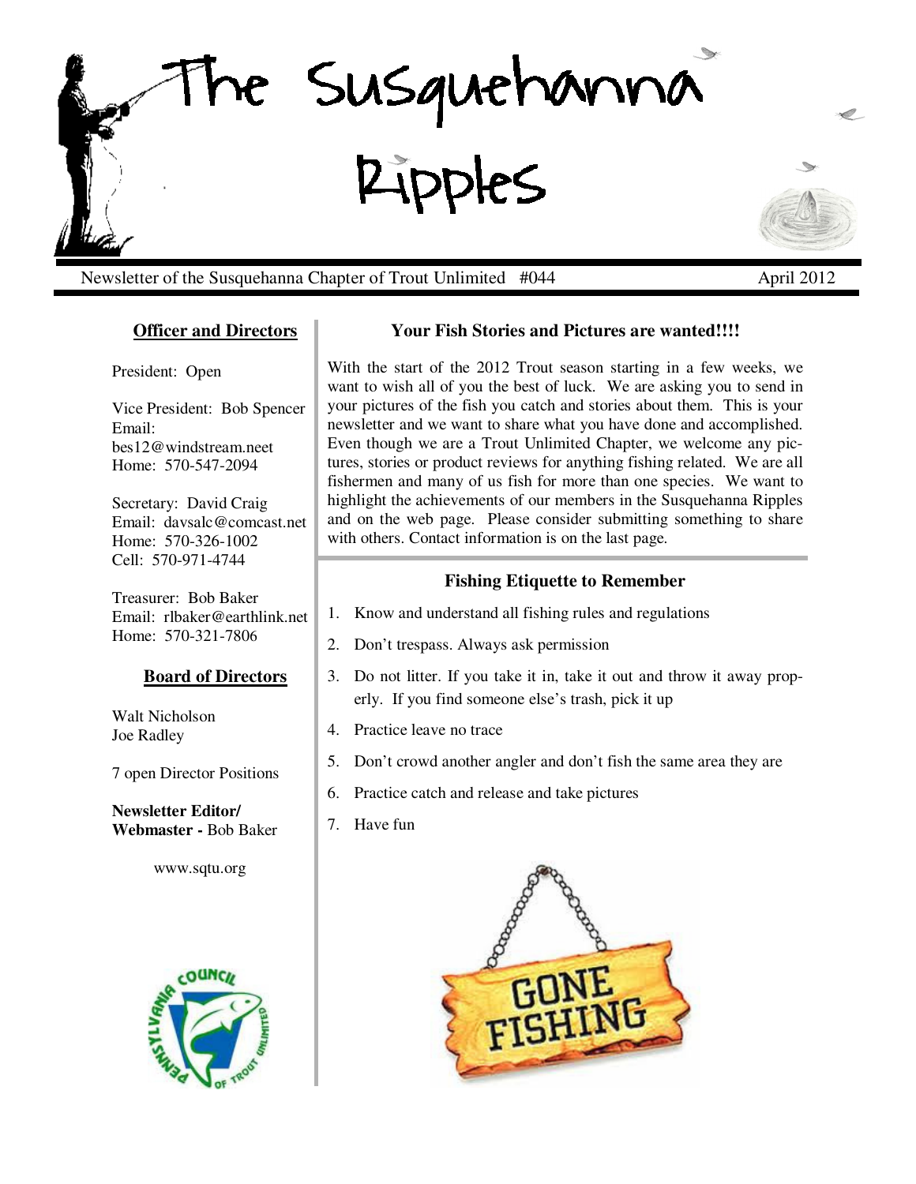# The Susquehanna Ripples

Newsletter of the Susquehanna Chapter of Trout Unlimited #044 April 2012

### Officer and Directors

President: Open

Vice President: Bob Spencer
Email: bes12@windstream.neet
Home: 570-547-2094

Secretary: David Craig
Email: davsalc@comcast.net
Home: 570-326-1002
Cell: 570-971-4744

Treasurer: Bob Baker
Email: rlbaker@earthlink.net
Home: 570-321-7806

### Board of Directors

Walt Nicholson
Joe Radley

7 open Director Positions

**Newsletter Editor/ Webmaster -** Bob Baker

www.sqtu.org

### Your Fish Stories and Pictures are wanted!!!!

With the start of the 2012 Trout season starting in a few weeks, we want to wish all of you the best of luck. We are asking you to send in your pictures of the fish you catch and stories about them. This is your newsletter and we want to share what you have done and accomplished. Even though we are a Trout Unlimited Chapter, we welcome any pictures, stories or product reviews for anything fishing related. We are all fishermen and many of us fish for more than one species. We want to highlight the achievements of our members in the Susquehanna Ripples and on the web page. Please consider submitting something to share with others. Contact information is on the last page.

### Fishing Etiquette to Remember

1. Know and understand all fishing rules and regulations
2. Don't trespass. Always ask permission
3. Do not litter. If you take it in, take it out and throw it away properly. If you find someone else's trash, pick it up
4. Practice leave no trace
5. Don't crowd another angler and don't fish the same area they are
6. Practice catch and release and take pictures
7. Have fun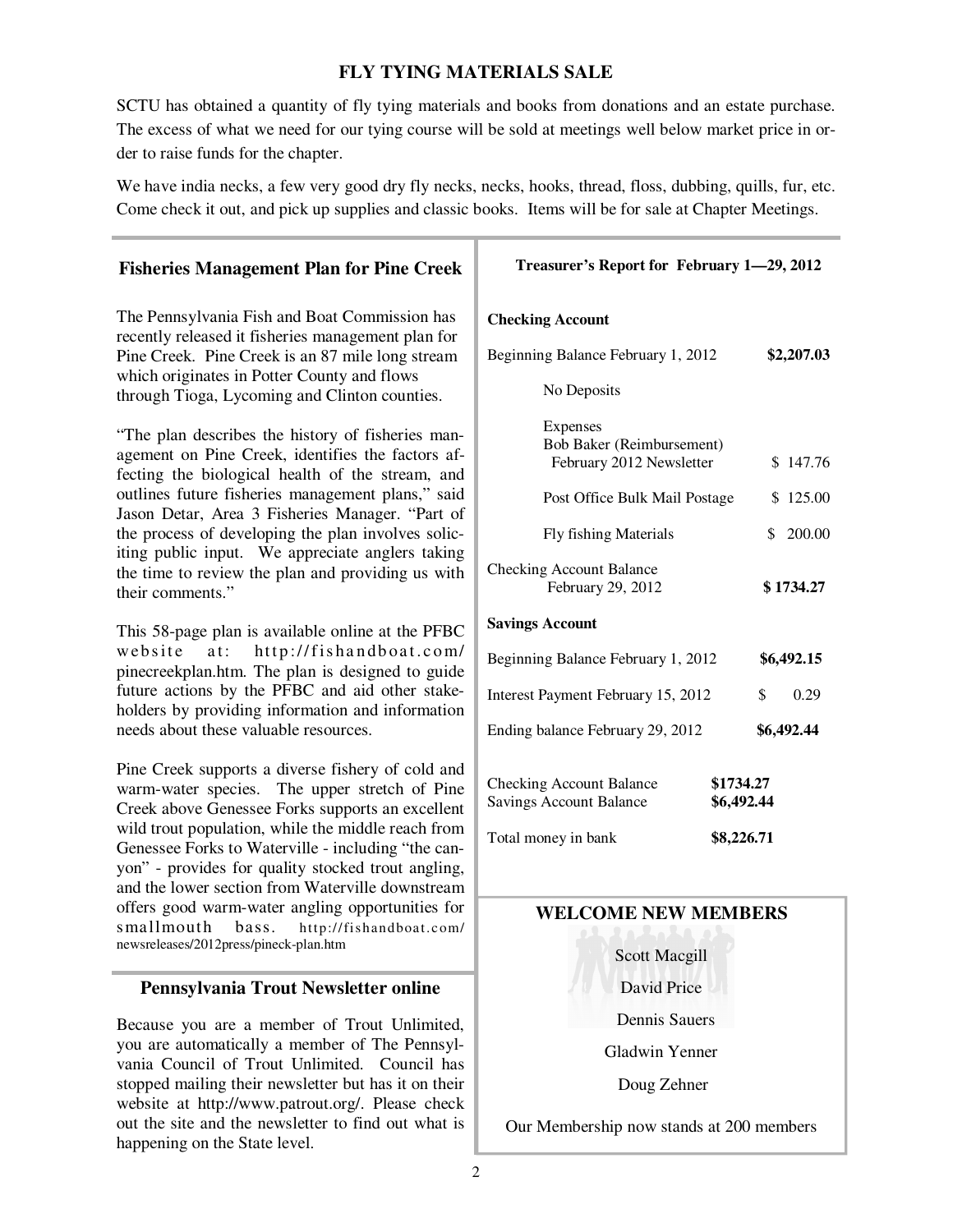## FLY TYING MATERIALS SALE

SCTU has obtained a quantity of fly tying materials and books from donations and an estate purchase. The excess of what we need for our tying course will be sold at meetings well below market price in order to raise funds for the chapter.

We have india necks, a few very good dry fly necks, necks, hooks, thread, floss, dubbing, quills, fur, etc. Come check it out, and pick up supplies and classic books. Items will be for sale at Chapter Meetings.

## Fisheries Management Plan for Pine Creek

The Pennsylvania Fish and Boat Commission has recently released it fisheries management plan for Pine Creek. Pine Creek is an 87 mile long stream which originates in Potter County and flows through Tioga, Lycoming and Clinton counties.

"The plan describes the history of fisheries management on Pine Creek, identifies the factors affecting the biological health of the stream, and outlines future fisheries management plans," said Jason Detar, Area 3 Fisheries Manager. "Part of the process of developing the plan involves soliciting public input. We appreciate anglers taking the time to review the plan and providing us with their comments."

This 58-page plan is available online at the PFBC website at: http://fishandboat.com/pinecreekplan.htm. The plan is designed to guide future actions by the PFBC and aid other stakeholders by providing information and information needs about these valuable resources.

Pine Creek supports a diverse fishery of cold and warm-water species. The upper stretch of Pine Creek above Genessee Forks supports an excellent wild trout population, while the middle reach from Genessee Forks to Waterville - including "the canyon" - provides for quality stocked trout angling, and the lower section from Waterville downstream offers good warm-water angling opportunities for smallmouth bass. http://fishandboat.com/newsreleases/2012press/pineck-plan.htm

## Pennsylvania Trout Newsletter online

Because you are a member of Trout Unlimited, you are automatically a member of The Pennsylvania Council of Trout Unlimited. Council has stopped mailing their newsletter but has it on their website at http://www.patrout.org/. Please check out the site and the newsletter to find out what is happening on the State level.

## Treasurer's Report for February 1—29, 2012

**Checking Account**

| | |
|---|---|
| Beginning Balance February 1, 2012 | **$2,207.03** |
| No Deposits | |
| Expenses<br>Bob Baker (Reimbursement)<br>February 2012 Newsletter | $ 147.76 |
| Post Office Bulk Mail Postage | $ 125.00 |
| Fly fishing Materials | $ 200.00 |
| Checking Account Balance February 29, 2012 | **$ 1734.27** |

**Savings Account**

| | |
|---|---|
| Beginning Balance February 1, 2012 | **$6,492.15** |
| Interest Payment February 15, 2012 | $ 0.29 |
| Ending balance February 29, 2012 | **$6,492.44** |

| | |
|---|---|
| Checking Account Balance | **$1734.27** |
| Savings Account Balance | **$6,492.44** |
| Total money in bank | **$8,226.71** |

## WELCOME NEW MEMBERS

Scott Macgill

David Price

Dennis Sauers

Gladwin Yenner

Doug Zehner

Our Membership now stands at 200 members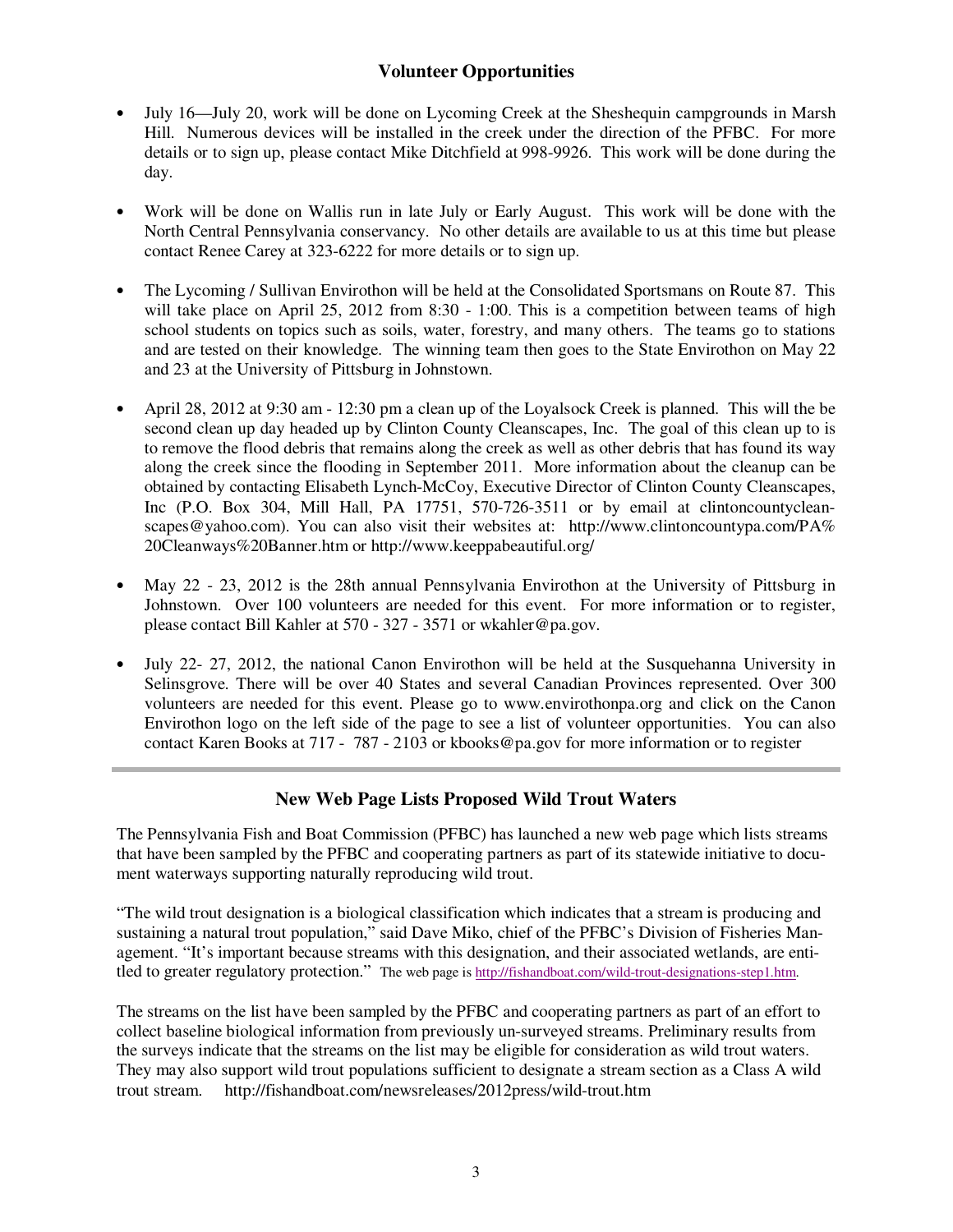## Volunteer Opportunities

- July 16—July 20, work will be done on Lycoming Creek at the Sheshequin campgrounds in Marsh Hill. Numerous devices will be installed in the creek under the direction of the PFBC. For more details or to sign up, please contact Mike Ditchfield at 998-9926. This work will be done during the day.

- Work will be done on Wallis run in late July or Early August. This work will be done with the North Central Pennsylvania conservancy. No other details are available to us at this time but please contact Renee Carey at 323-6222 for more details or to sign up.

- The Lycoming / Sullivan Envirothon will be held at the Consolidated Sportsmans on Route 87. This will take place on April 25, 2012 from 8:30 - 1:00. This is a competition between teams of high school students on topics such as soils, water, forestry, and many others. The teams go to stations and are tested on their knowledge. The winning team then goes to the State Envirothon on May 22 and 23 at the University of Pittsburg in Johnstown.

- April 28, 2012 at 9:30 am - 12:30 pm a clean up of the Loyalsock Creek is planned. This will the be second clean up day headed up by Clinton County Cleanscapes, Inc. The goal of this clean up to is to remove the flood debris that remains along the creek as well as other debris that has found its way along the creek since the flooding in September 2011. More information about the cleanup can be obtained by contacting Elisabeth Lynch-McCoy, Executive Director of Clinton County Cleanscapes, Inc (P.O. Box 304, Mill Hall, PA 17751, 570-726-3511 or by email at clintoncountycleanscapes@yahoo.com). You can also visit their websites at: http://www.clintoncountypa.com/PA%20Cleanways%20Banner.htm or http://www.keeppabeautiful.org/

- May 22 - 23, 2012 is the 28th annual Pennsylvania Envirothon at the University of Pittsburg in Johnstown. Over 100 volunteers are needed for this event. For more information or to register, please contact Bill Kahler at 570 - 327 - 3571 or wkahler@pa.gov.

- July 22- 27, 2012, the national Canon Envirothon will be held at the Susquehanna University in Selinsgrove. There will be over 40 States and several Canadian Provinces represented. Over 300 volunteers are needed for this event. Please go to www.envirothonpa.org and click on the Canon Envirothon logo on the left side of the page to see a list of volunteer opportunities. You can also contact Karen Books at 717 - 787 - 2103 or kbooks@pa.gov for more information or to register

---

## New Web Page Lists Proposed Wild Trout Waters

The Pennsylvania Fish and Boat Commission (PFBC) has launched a new web page which lists streams that have been sampled by the PFBC and cooperating partners as part of its statewide initiative to document waterways supporting naturally reproducing wild trout.

"The wild trout designation is a biological classification which indicates that a stream is producing and sustaining a natural trout population," said Dave Miko, chief of the PFBC's Division of Fisheries Management. "It's important because streams with this designation, and their associated wetlands, are entitled to greater regulatory protection." The web page is http://fishandboat.com/wild-trout-designations-step1.htm.

The streams on the list have been sampled by the PFBC and cooperating partners as part of an effort to collect baseline biological information from previously un-surveyed streams. Preliminary results from the surveys indicate that the streams on the list may be eligible for consideration as wild trout waters. They may also support wild trout populations sufficient to designate a stream section as a Class A wild trout stream. http://fishandboat.com/newsreleases/2012press/wild-trout.htm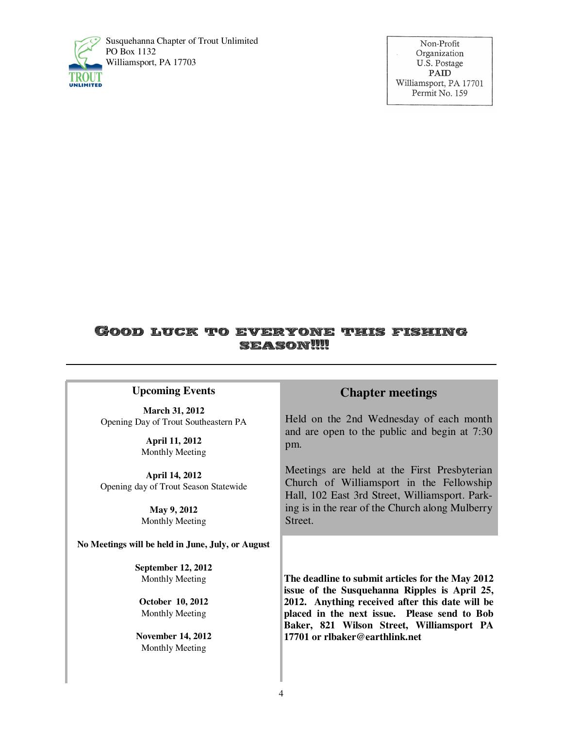Susquehanna Chapter of Trout Unlimited
PO Box 1132
Williamsport, PA 17703

Non-Profit
Organization
U.S. Postage
PAID
Williamsport, PA 17701
Permit No. 159

# GOOD LUCK TO EVERYONE THIS FISHING SEASON!!!!!

---

## Upcoming Events

**March 31, 2012**
Opening Day of Trout Southeastern PA

**April 11, 2012**
Monthly Meeting

**April 14, 2012**
Opening day of Trout Season Statewide

**May 9, 2012**
Monthly Meeting

**No Meetings will be held in June, July, or August**

**September 12, 2012**
Monthly Meeting

**October 10, 2012**
Monthly Meeting

**November 14, 2012**
Monthly Meeting

## Chapter meetings

Held on the 2nd Wednesday of each month and are open to the public and begin at 7:30 pm.

Meetings are held at the First Presbyterian Church of Williamsport in the Fellowship Hall, 102 East 3rd Street, Williamsport. Parking is in the rear of the Church along Mulberry Street.

**The deadline to submit articles for the May 2012 issue of the Susquehanna Ripples is April 25, 2012. Anything received after this date will be placed in the next issue. Please send to Bob Baker, 821 Wilson Street, Williamsport PA 17701 or rlbaker@earthlink.net**